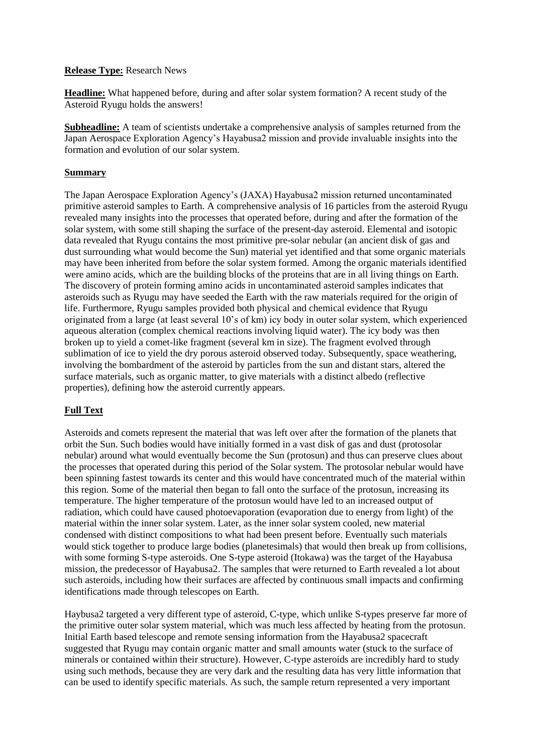**Release Type:** Research News

**Headline:** What happened before, during and after solar system formation? A recent study of the Asteroid Ryugu holds the answers!

**Subheadline:** A team of scientists undertake a comprehensive analysis of samples returned from the Japan Aerospace Exploration Agency's Hayabusa2 mission and provide invaluable insights into the formation and evolution of our solar system.

## Summary

The Japan Aerospace Exploration Agency's (JAXA) Hayabusa2 mission returned uncontaminated primitive asteroid samples to Earth. A comprehensive analysis of 16 particles from the asteroid Ryugu revealed many insights into the processes that operated before, during and after the formation of the solar system, with some still shaping the surface of the present-day asteroid. Elemental and isotopic data revealed that Ryugu contains the most primitive pre-solar nebular (an ancient disk of gas and dust surrounding what would become the Sun) material yet identified and that some organic materials may have been inherited from before the solar system formed. Among the organic materials identified were amino acids, which are the building blocks of the proteins that are in all living things on Earth. The discovery of protein forming amino acids in uncontaminated asteroid samples indicates that asteroids such as Ryugu may have seeded the Earth with the raw materials required for the origin of life. Furthermore, Ryugu samples provided both physical and chemical evidence that Ryugu originated from a large (at least several 10's of km) icy body in outer solar system, which experienced aqueous alteration (complex chemical reactions involving liquid water). The icy body was then broken up to yield a comet-like fragment (several km in size). The fragment evolved through sublimation of ice to yield the dry porous asteroid observed today. Subsequently, space weathering, involving the bombardment of the asteroid by particles from the sun and distant stars, altered the surface materials, such as organic matter, to give materials with a distinct albedo (reflective properties), defining how the asteroid currently appears.

## Full Text

Asteroids and comets represent the material that was left over after the formation of the planets that orbit the Sun. Such bodies would have initially formed in a vast disk of gas and dust (protosolar nebular) around what would eventually become the Sun (protosun) and thus can preserve clues about the processes that operated during this period of the Solar system. The protosolar nebular would have been spinning fastest towards its center and this would have concentrated much of the material within this region. Some of the material then began to fall onto the surface of the protosun, increasing its temperature. The higher temperature of the protosun would have led to an increased output of radiation, which could have caused photoevaporation (evaporation due to energy from light) of the material within the inner solar system. Later, as the inner solar system cooled, new material condensed with distinct compositions to what had been present before. Eventually such materials would stick together to produce large bodies (planetesimals) that would then break up from collisions, with some forming S-type asteroids. One S-type asteroid (Itokawa) was the target of the Hayabusa mission, the predecessor of Hayabusa2. The samples that were returned to Earth revealed a lot about such asteroids, including how their surfaces are affected by continuous small impacts and confirming identifications made through telescopes on Earth.

Haybusa2 targeted a very different type of asteroid, C-type, which unlike S-types preserve far more of the primitive outer solar system material, which was much less affected by heating from the protosun. Initial Earth based telescope and remote sensing information from the Hayabusa2 spacecraft suggested that Ryugu may contain organic matter and small amounts water (stuck to the surface of minerals or contained within their structure). However, C-type asteroids are incredibly hard to study using such methods, because they are very dark and the resulting data has very little information that can be used to identify specific materials. As such, the sample return represented a very important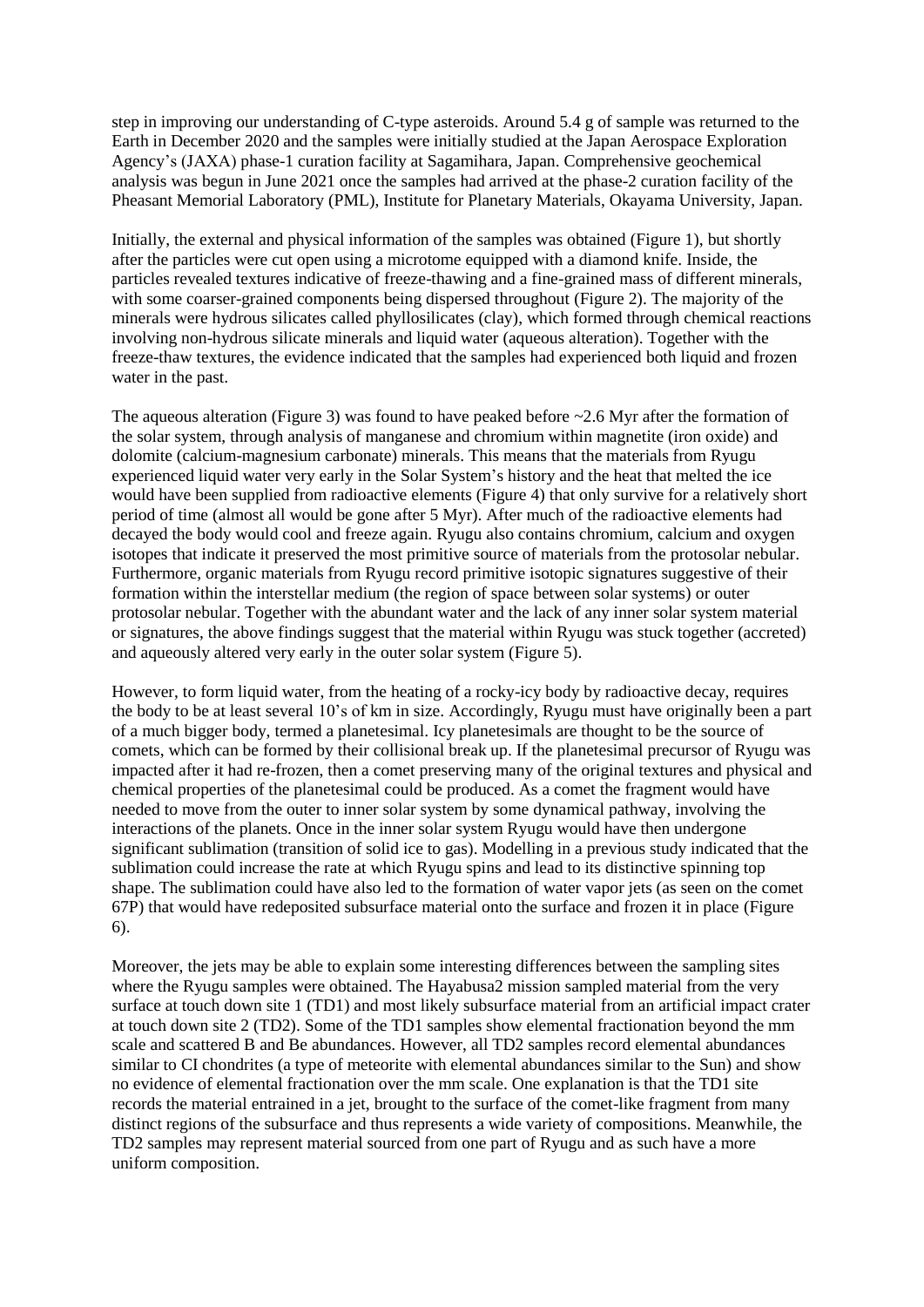step in improving our understanding of C-type asteroids. Around 5.4 g of sample was returned to the Earth in December 2020 and the samples were initially studied at the Japan Aerospace Exploration Agency's (JAXA) phase-1 curation facility at Sagamihara, Japan. Comprehensive geochemical analysis was begun in June 2021 once the samples had arrived at the phase-2 curation facility of the Pheasant Memorial Laboratory (PML), Institute for Planetary Materials, Okayama University, Japan.

Initially, the external and physical information of the samples was obtained (Figure 1), but shortly after the particles were cut open using a microtome equipped with a diamond knife. Inside, the particles revealed textures indicative of freeze-thawing and a fine-grained mass of different minerals, with some coarser-grained components being dispersed throughout (Figure 2). The majority of the minerals were hydrous silicates called phyllosilicates (clay), which formed through chemical reactions involving non-hydrous silicate minerals and liquid water (aqueous alteration). Together with the freeze-thaw textures, the evidence indicated that the samples had experienced both liquid and frozen water in the past.

The aqueous alteration (Figure 3) was found to have peaked before ~2.6 Myr after the formation of the solar system, through analysis of manganese and chromium within magnetite (iron oxide) and dolomite (calcium-magnesium carbonate) minerals. This means that the materials from Ryugu experienced liquid water very early in the Solar System's history and the heat that melted the ice would have been supplied from radioactive elements (Figure 4) that only survive for a relatively short period of time (almost all would be gone after 5 Myr). After much of the radioactive elements had decayed the body would cool and freeze again. Ryugu also contains chromium, calcium and oxygen isotopes that indicate it preserved the most primitive source of materials from the protosolar nebular. Furthermore, organic materials from Ryugu record primitive isotopic signatures suggestive of their formation within the interstellar medium (the region of space between solar systems) or outer protosolar nebular. Together with the abundant water and the lack of any inner solar system material or signatures, the above findings suggest that the material within Ryugu was stuck together (accreted) and aqueously altered very early in the outer solar system (Figure 5).

However, to form liquid water, from the heating of a rocky-icy body by radioactive decay, requires the body to be at least several 10's of km in size. Accordingly, Ryugu must have originally been a part of a much bigger body, termed a planetesimal. Icy planetesimals are thought to be the source of comets, which can be formed by their collisional break up. If the planetesimal precursor of Ryugu was impacted after it had re-frozen, then a comet preserving many of the original textures and physical and chemical properties of the planetesimal could be produced. As a comet the fragment would have needed to move from the outer to inner solar system by some dynamical pathway, involving the interactions of the planets. Once in the inner solar system Ryugu would have then undergone significant sublimation (transition of solid ice to gas). Modelling in a previous study indicated that the sublimation could increase the rate at which Ryugu spins and lead to its distinctive spinning top shape. The sublimation could have also led to the formation of water vapor jets (as seen on the comet 67P) that would have redeposited subsurface material onto the surface and frozen it in place (Figure 6).

Moreover, the jets may be able to explain some interesting differences between the sampling sites where the Ryugu samples were obtained. The Hayabusa2 mission sampled material from the very surface at touch down site 1 (TD1) and most likely subsurface material from an artificial impact crater at touch down site 2 (TD2). Some of the TD1 samples show elemental fractionation beyond the mm scale and scattered B and Be abundances. However, all TD2 samples record elemental abundances similar to CI chondrites (a type of meteorite with elemental abundances similar to the Sun) and show no evidence of elemental fractionation over the mm scale. One explanation is that the TD1 site records the material entrained in a jet, brought to the surface of the comet-like fragment from many distinct regions of the subsurface and thus represents a wide variety of compositions. Meanwhile, the TD2 samples may represent material sourced from one part of Ryugu and as such have a more uniform composition.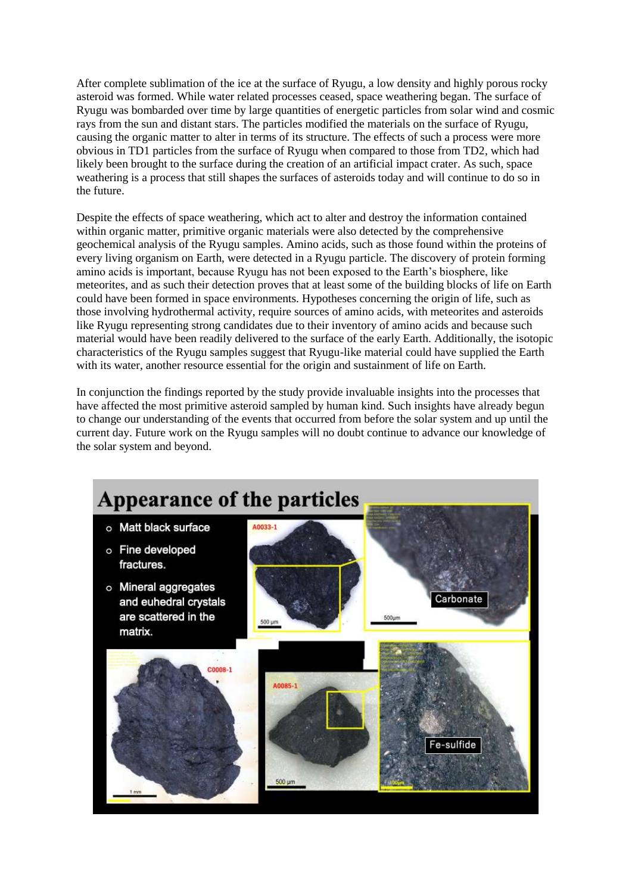After complete sublimation of the ice at the surface of Ryugu, a low density and highly porous rocky asteroid was formed. While water related processes ceased, space weathering began. The surface of Ryugu was bombarded over time by large quantities of energetic particles from solar wind and cosmic rays from the sun and distant stars. The particles modified the materials on the surface of Ryugu, causing the organic matter to alter in terms of its structure. The effects of such a process were more obvious in TD1 particles from the surface of Ryugu when compared to those from TD2, which had likely been brought to the surface during the creation of an artificial impact crater. As such, space weathering is a process that still shapes the surfaces of asteroids today and will continue to do so in the future.

Despite the effects of space weathering, which act to alter and destroy the information contained within organic matter, primitive organic materials were also detected by the comprehensive geochemical analysis of the Ryugu samples. Amino acids, such as those found within the proteins of every living organism on Earth, were detected in a Ryugu particle. The discovery of protein forming amino acids is important, because Ryugu has not been exposed to the Earth's biosphere, like meteorites, and as such their detection proves that at least some of the building blocks of life on Earth could have been formed in space environments. Hypotheses concerning the origin of life, such as those involving hydrothermal activity, require sources of amino acids, with meteorites and asteroids like Ryugu representing strong candidates due to their inventory of amino acids and because such material would have been readily delivered to the surface of the early Earth. Additionally, the isotopic characteristics of the Ryugu samples suggest that Ryugu-like material could have supplied the Earth with its water, another resource essential for the origin and sustainment of life on Earth.

In conjunction the findings reported by the study provide invaluable insights into the processes that have affected the most primitive asteroid sampled by human kind. Such insights have already begun to change our understanding of the events that occurred from before the solar system and up until the current day. Future work on the Ryugu samples will no doubt continue to advance our knowledge of the solar system and beyond.

## Appearance of the particles

- Matt black surface
- Fine developed fractures.
- Mineral aggregates and euhedral crystals are scattered in the matrix.

A0033-1 — Carbonate

C0008-1

A0085-1 — Fe-sulfide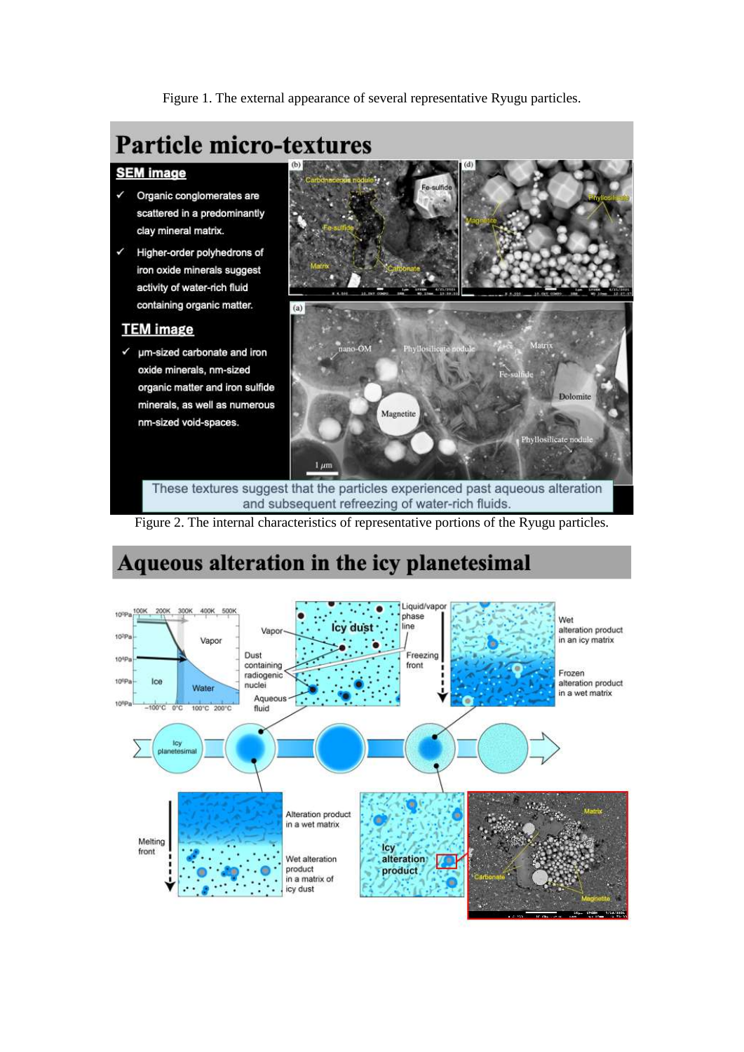Figure 1. The external appearance of several representative Ryugu particles.

Figure 2. The internal characteristics of representative portions of the Ryugu particles.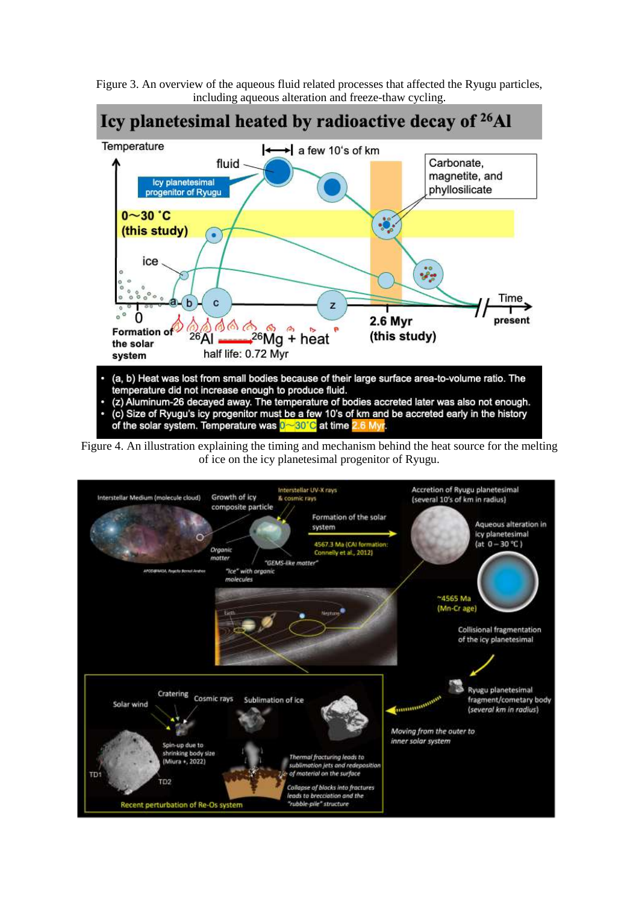Figure 3. An overview of the aqueous fluid related processes that affected the Ryugu particles, including aqueous alteration and freeze-thaw cycling.

Figure 4. An illustration explaining the timing and mechanism behind the heat source for the melting of ice on the icy planetesimal progenitor of Ryugu.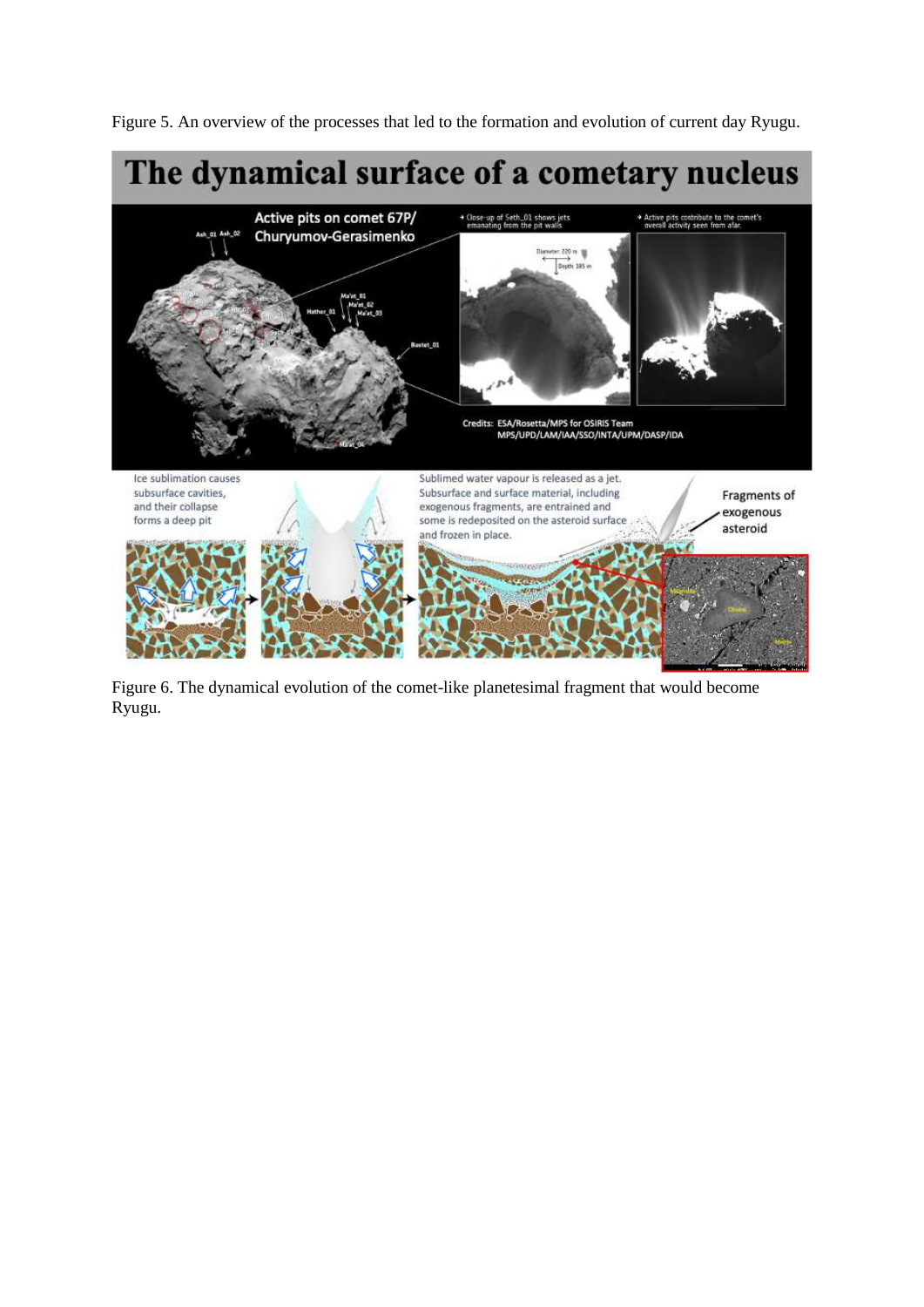Figure 5. An overview of the processes that led to the formation and evolution of current day Ryugu.

The dynamical surface of a cometary nucleus

Active pits on comet 67P/ Churyumov-Gerasimenko

→ Close-up of Seth_01 shows jets emanating from the pit walls

→ Active pits contribute to the comet's overall activity seen from afar.

Credits: ESA/Rosetta/MPS for OSIRIS Team MPS/UPD/LAM/IAA/SSO/INTA/UPM/DASP/IDA

Ice sublimation causes subsurface cavities, and their collapse forms a deep pit

Sublimed water vapour is released as a jet. Subsurface and surface material, including exogenous fragments, are entrained and some is redeposited on the asteroid surface and frozen in place.

Fragments of exogenous asteroid

Figure 6. The dynamical evolution of the comet-like planetesimal fragment that would become Ryugu.